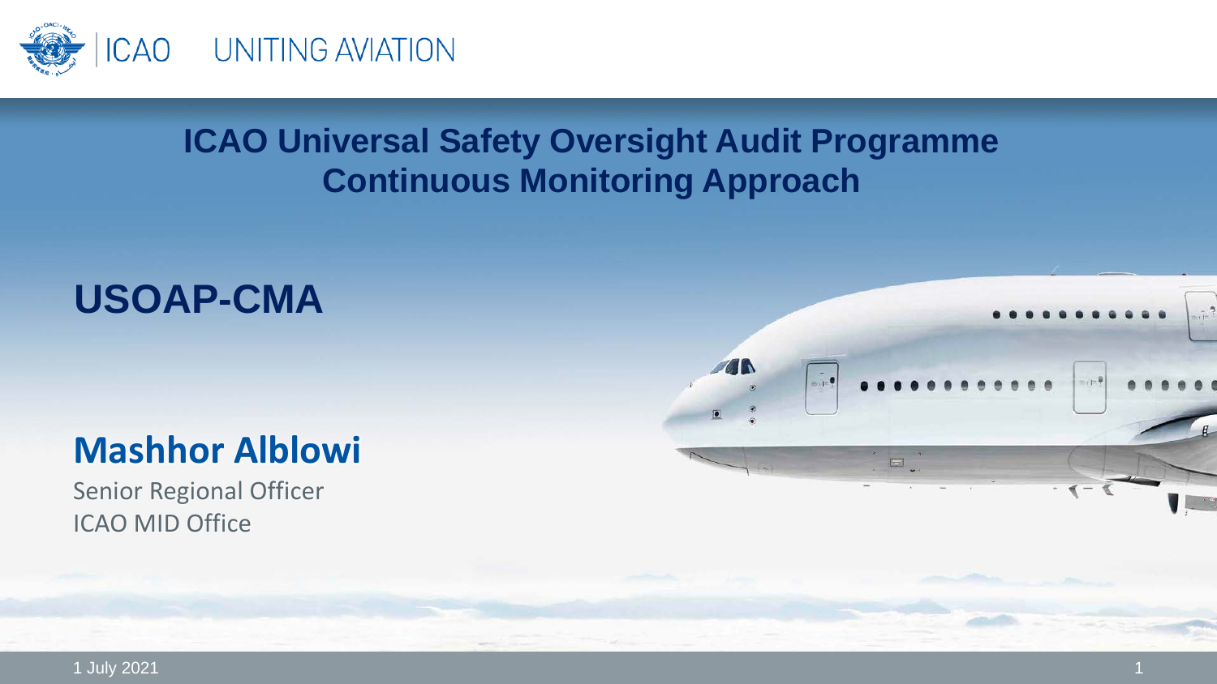ICAO UNITING AVIATION

# ICAO Universal Safety Oversight Audit Programme Continuous Monitoring Approach

## USOAP-CMA

**Mashhor Alblowi**

Senior Regional Officer
ICAO MID Office

1 July 2021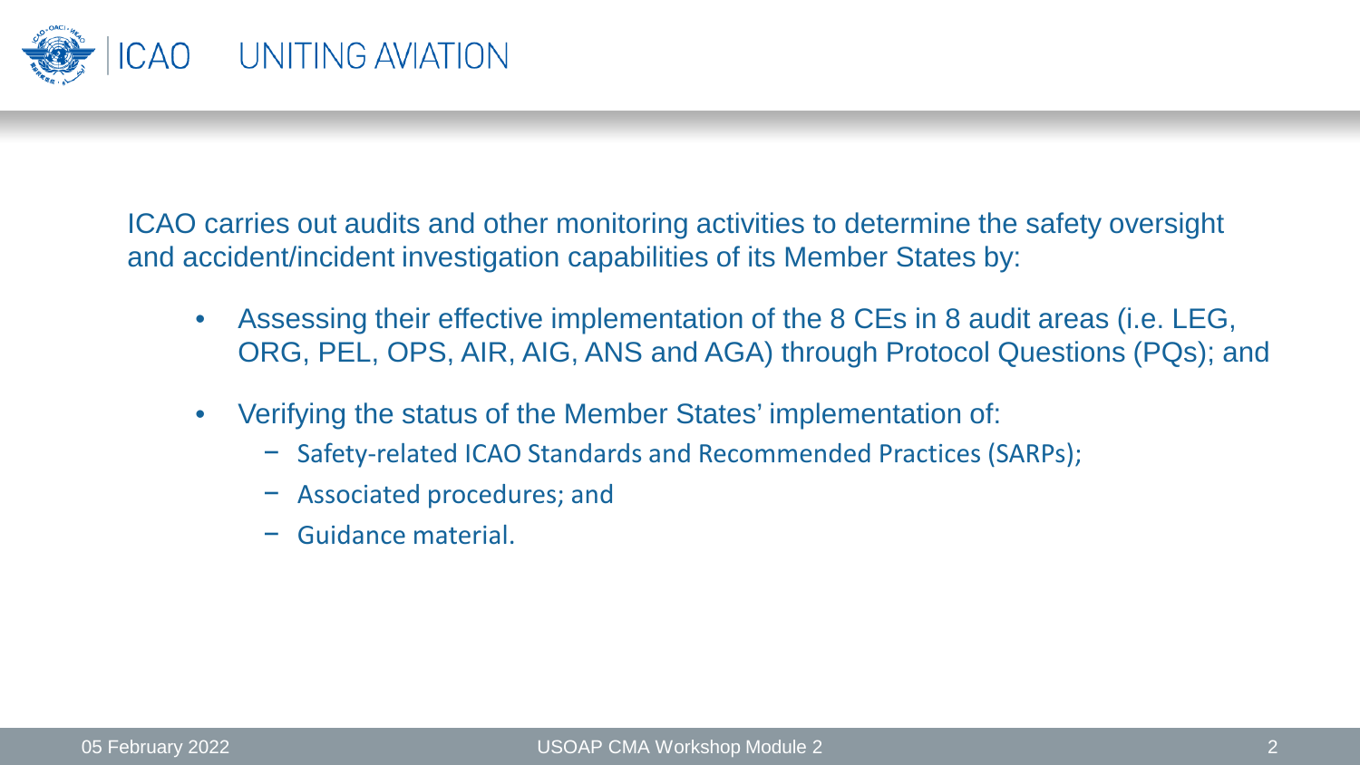ICAO carries out audits and other monitoring activities to determine the safety oversight and accident/incident investigation capabilities of its Member States by:

- Assessing their effective implementation of the 8 CEs in 8 audit areas (i.e. LEG, ORG, PEL, OPS, AIR, AIG, ANS and AGA) through Protocol Questions (PQs); and
- Verifying the status of the Member States' implementation of:
  - Safety-related ICAO Standards and Recommended Practices (SARPs);
  - Associated procedures; and
  - Guidance material.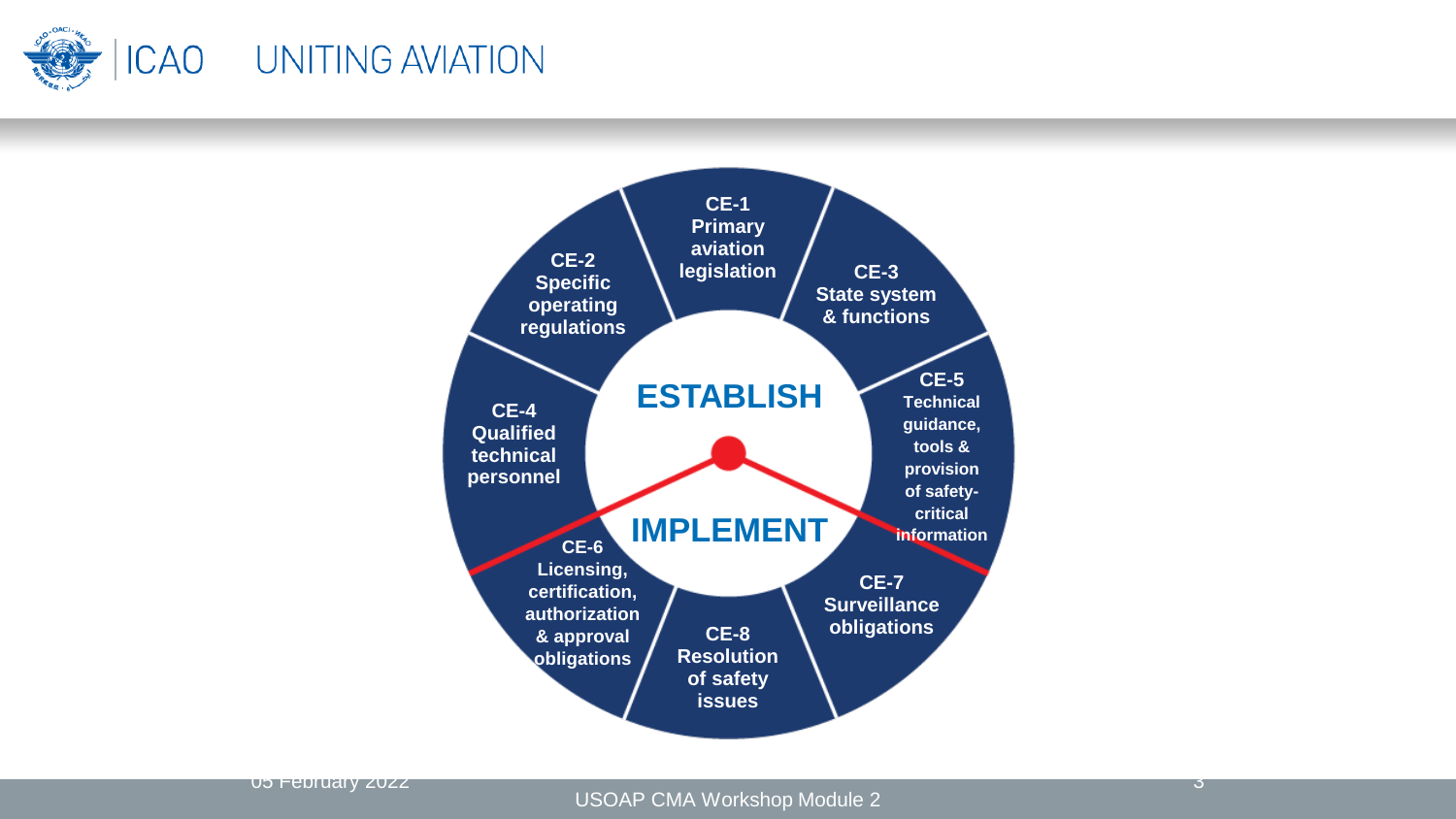**ESTABLISH**

- **CE-1** Primary aviation legislation
- **CE-2** Specific operating regulations
- **CE-3** State system & functions
- **CE-4** Qualified technical personnel
- **CE-5** Technical guidance, tools & provision of safety-critical information

**IMPLEMENT**

- **CE-6** Licensing, certification, authorization & approval obligations
- **CE-7** Surveillance obligations
- **CE-8** Resolution of safety issues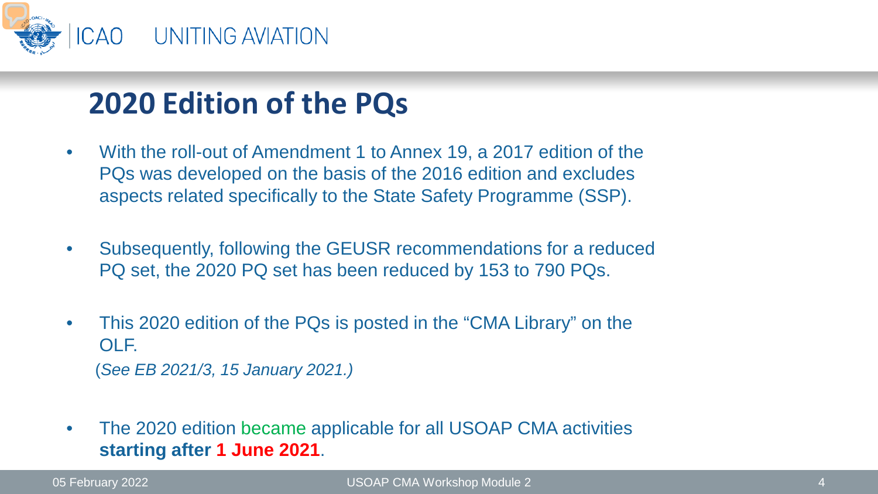## 2020 Edition of the PQs

- With the roll-out of Amendment 1 to Annex 19, a 2017 edition of the PQs was developed on the basis of the 2016 edition and excludes aspects related specifically to the State Safety Programme (SSP).
- Subsequently, following the GEUSR recommendations for a reduced PQ set, the 2020 PQ set has been reduced by 153 to 790 PQs.
- This 2020 edition of the PQs is posted in the "CMA Library" on the OLF.
  (*See EB 2021/3, 15 January 2021.)*
- The 2020 edition became applicable for all USOAP CMA activities **starting after 1 June 2021**.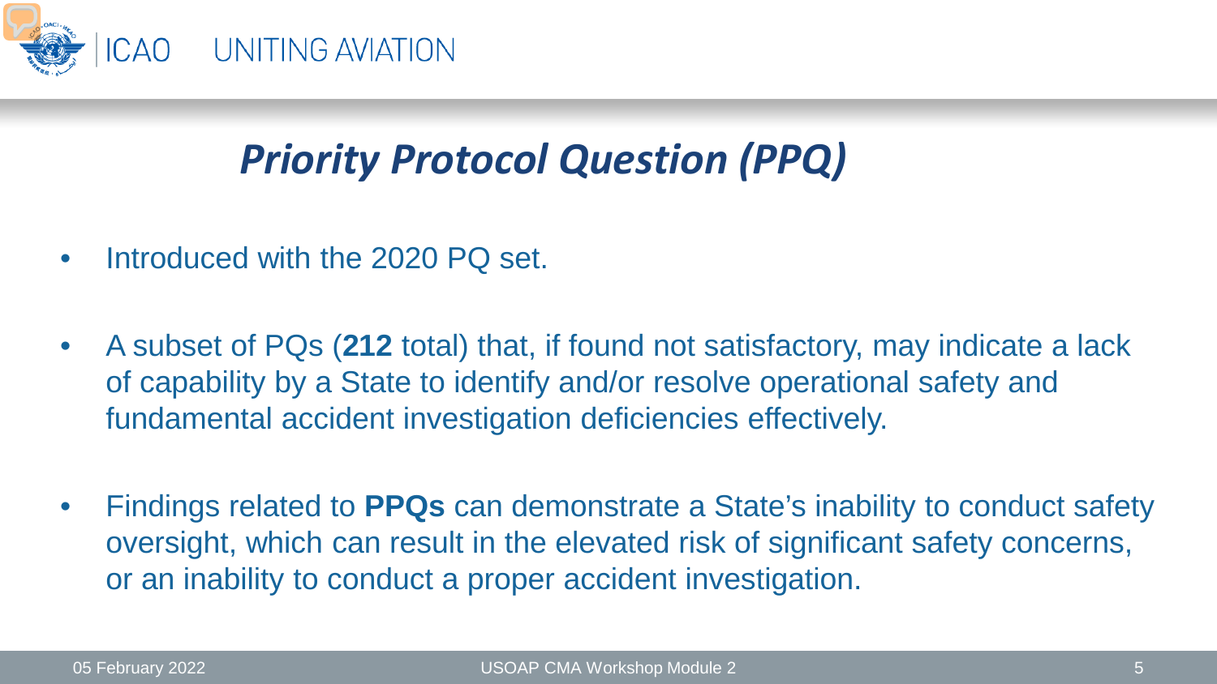# *Priority Protocol Question (PPQ)*

- Introduced with the 2020 PQ set.
- A subset of PQs (**212** total) that, if found not satisfactory, may indicate a lack of capability by a State to identify and/or resolve operational safety and fundamental accident investigation deficiencies effectively.
- Findings related to **PPQs** can demonstrate a State's inability to conduct safety oversight, which can result in the elevated risk of significant safety concerns, or an inability to conduct a proper accident investigation.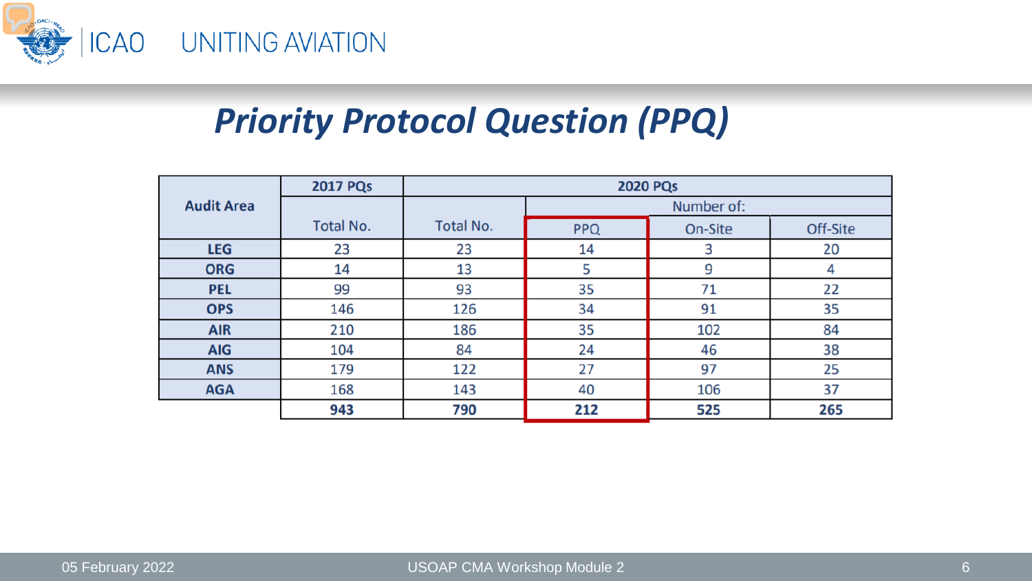# Priority Protocol Question (PPQ)

| Audit Area | 2017 PQs | 2020 PQs | | | |
|---|---|---|---|---|---|
| | | | Number of: | | |
| | Total No. | Total No. | PPQ | On-Site | Off-Site |
| **LEG** | 23 | 23 | 14 | 3 | 20 |
| **ORG** | 14 | 13 | 5 | 9 | 4 |
| **PEL** | 99 | 93 | 35 | 71 | 22 |
| **OPS** | 146 | 126 | 34 | 91 | 35 |
| **AIR** | 210 | 186 | 35 | 102 | 84 |
| **AIG** | 104 | 84 | 24 | 46 | 38 |
| **ANS** | 179 | 122 | 27 | 97 | 25 |
| **AGA** | 168 | 143 | 40 | 106 | 37 |
| | **943** | **790** | **212** | **525** | **265** |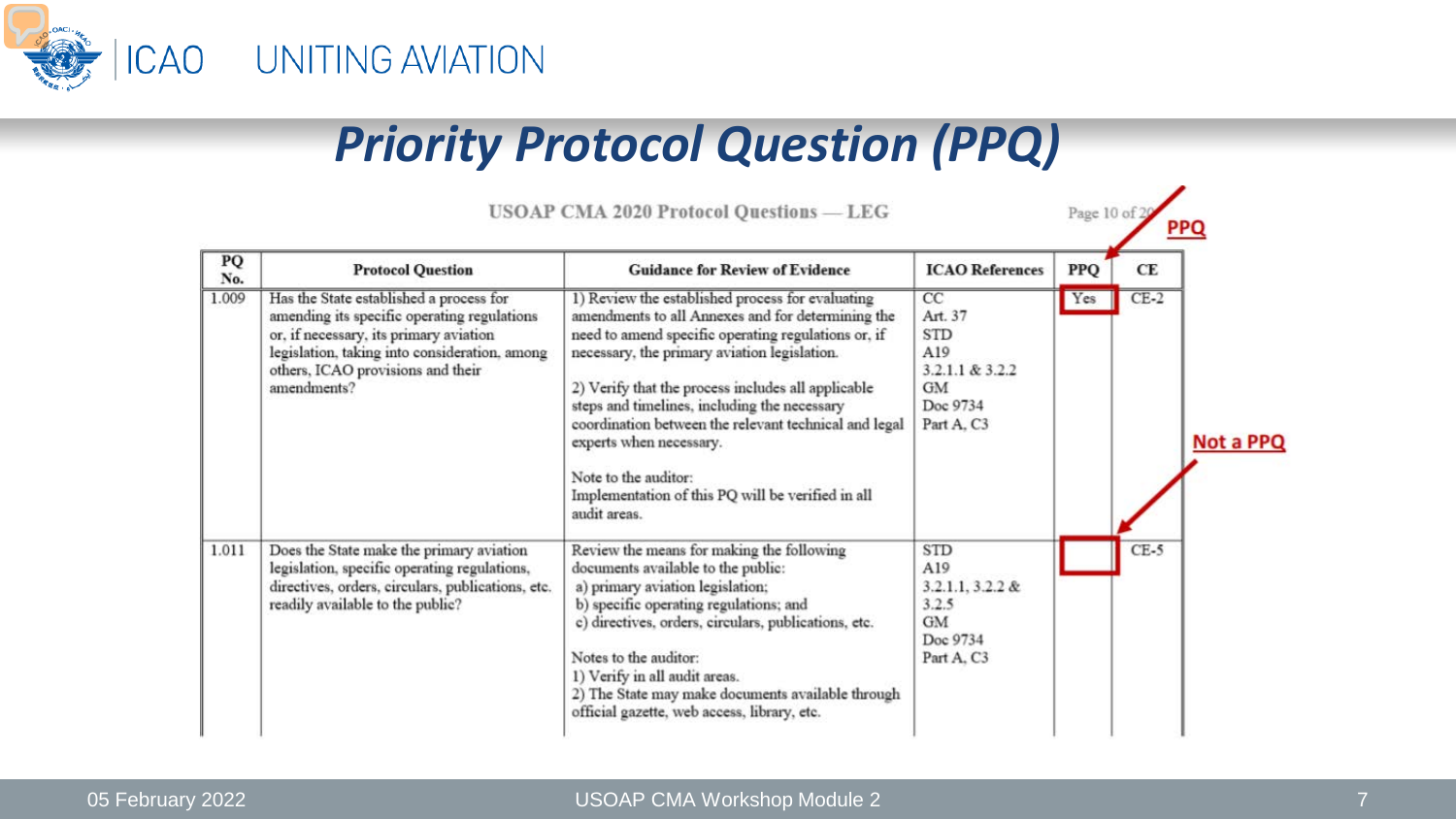# Priority Protocol Question (PPQ)

USOAP CMA 2020 Protocol Questions — LEG

Page 10 of 20

| PQ No. | Protocol Question | Guidance for Review of Evidence | ICAO References | PPQ | CE |
|---|---|---|---|---|---|
| 1.009 | Has the State established a process for amending its specific operating regulations or, if necessary, its primary aviation legislation, taking into consideration, among others, ICAO provisions and their amendments? | 1) Review the established process for evaluating amendments to all Annexes and for determining the need to amend specific operating regulations or, if necessary, the primary aviation legislation.<br><br>2) Verify that the process includes all applicable steps and timelines, including the necessary coordination between the relevant technical and legal experts when necessary.<br><br>Note to the auditor:<br>Implementation of this PQ will be verified in all audit areas. | CC<br>Art. 37<br>STD<br>A19<br>3.2.1.1 & 3.2.2<br>GM<br>Doc 9734<br>Part A, C3 | Yes | CE-2 |
| 1.011 | Does the State make the primary aviation legislation, specific operating regulations, directives, orders, circulars, publications, etc. readily available to the public? | Review the means for making the following documents available to the public:<br>a) primary aviation legislation;<br>b) specific operating regulations; and<br>c) directives, orders, circulars, publications, etc.<br><br>Notes to the auditor:<br>1) Verify in all audit areas.<br>2) The State may make documents available through official gazette, web access, library, etc. | STD<br>A19<br>3.2.1.1, 3.2.2 & 3.2.5<br>GM<br>Doc 9734<br>Part A, C3 | | CE-5 |

PPQ

Not a PPQ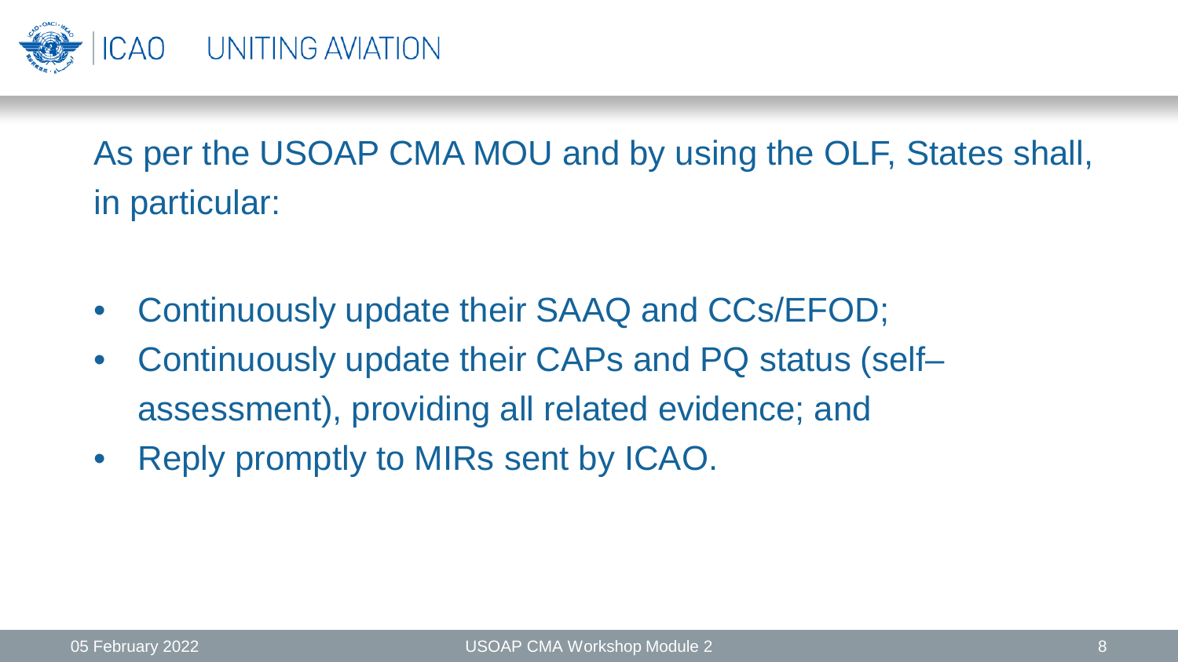As per the USOAP CMA MOU and by using the OLF, States shall, in particular:

- Continuously update their SAAQ and CCs/EFOD;
- Continuously update their CAPs and PQ status (self–assessment), providing all related evidence; and
- Reply promptly to MIRs sent by ICAO.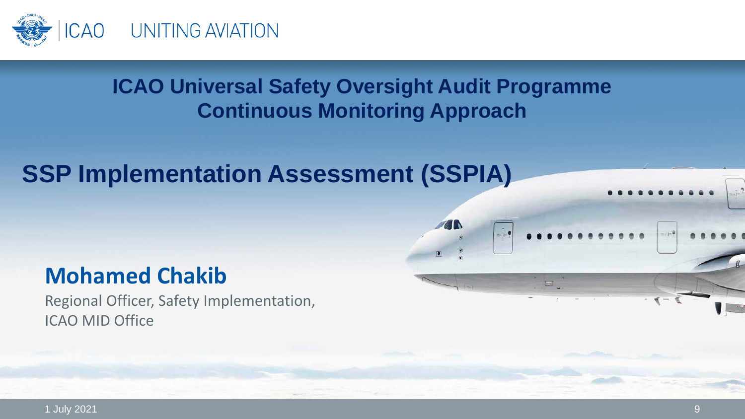ICAO UNITING AVIATION

## ICAO Universal Safety Oversight Audit Programme Continuous Monitoring Approach

# SSP Implementation Assessment (SSPIA)

**Mohamed Chakib**

Regional Officer, Safety Implementation,
ICAO MID Office

1 July 2021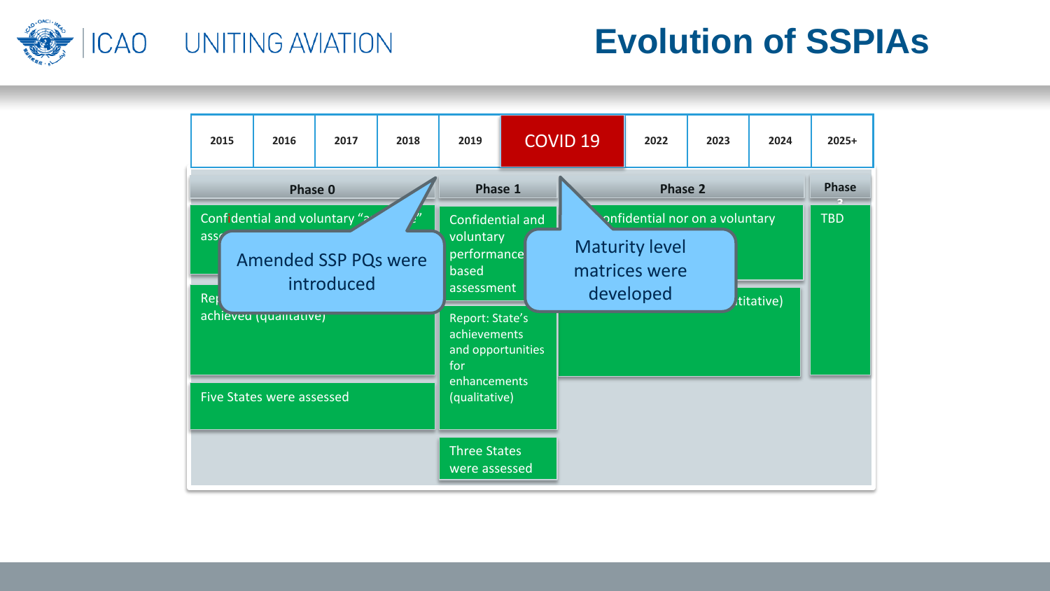# Evolution of SSPIAs

| 2015 | 2016 | 2017 | 2018 | 2019 | COVID 19 | 2022 | 2023 | 2024 | 2025+ |
|---|---|---|---|---|---|---|---|---|---|

| Phase 0 | Phase 1 | Phase 2 | Phase 3 |
|---|---|---|---|
| Confidential and voluntary "a... ...e" ass... | Confidential and voluntary performance based assessment | ...onfidential nor on a voluntary | TBD |
| Rep... achieved (qualitative) | Report: State's achievements and opportunities for enhancements (qualitative) | ...titative) | |
| Five States were assessed | Three States were assessed | | |

Amended SSP PQs were introduced

Maturity level matrices were developed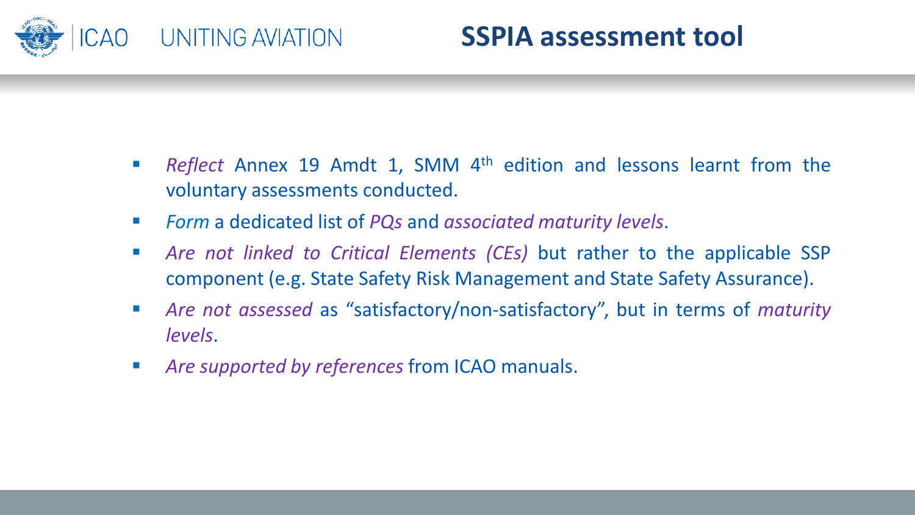# SSPIA assessment tool

- *Reflect* Annex 19 Amdt 1, SMM 4th edition and lessons learnt from the voluntary assessments conducted.
- *Form* a dedicated list of *PQs* and *associated maturity levels*.
- *Are not linked to Critical Elements (CEs)* but rather to the applicable SSP component (e.g. State Safety Risk Management and State Safety Assurance).
- *Are not assessed* as "satisfactory/non-satisfactory", but in terms of *maturity levels*.
- *Are supported by references* from ICAO manuals.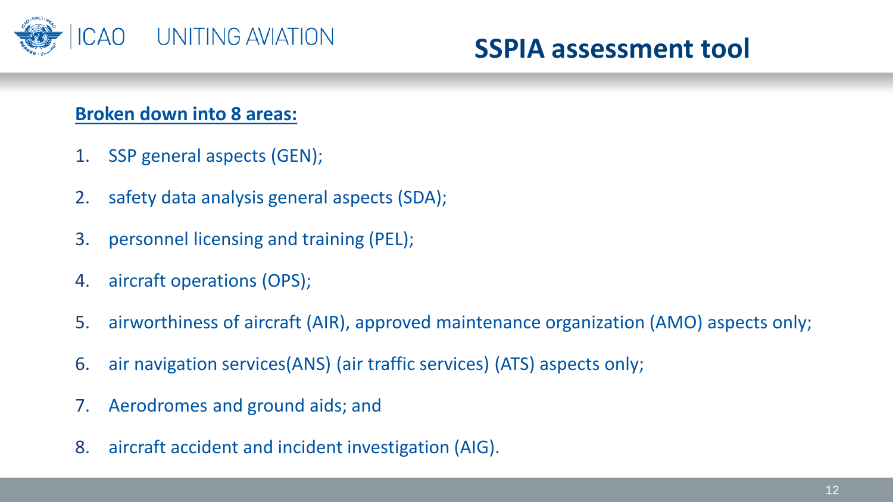# SSPIA assessment tool

**Broken down into 8 areas:**

1. SSP general aspects (GEN);
2. safety data analysis general aspects (SDA);
3. personnel licensing and training (PEL);
4. aircraft operations (OPS);
5. airworthiness of aircraft (AIR), approved maintenance organization (AMO) aspects only;
6. air navigation services(ANS) (air traffic services) (ATS) aspects only;
7. Aerodromes and ground aids; and
8. aircraft accident and incident investigation (AIG).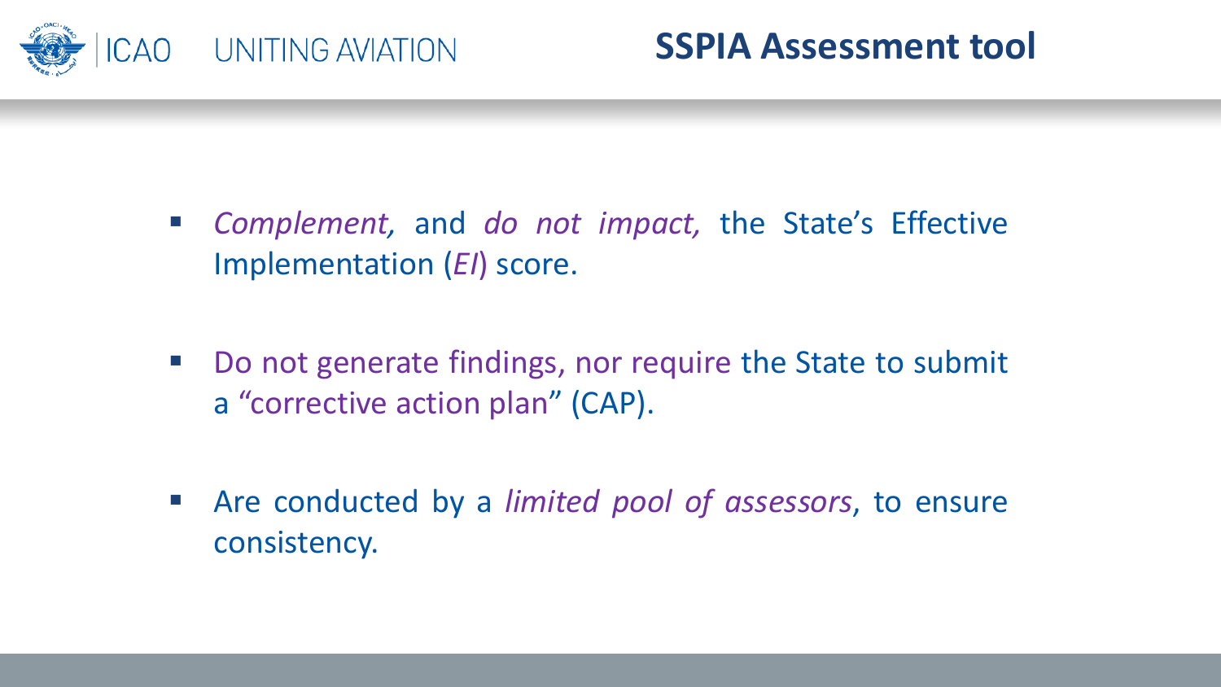# SSPIA Assessment tool

- *Complement,* and *do not impact,* the State's Effective Implementation (*EI*) score.
- Do not generate findings, nor require the State to submit a "corrective action plan" (CAP).
- Are conducted by a *limited pool of assessors*, to ensure consistency.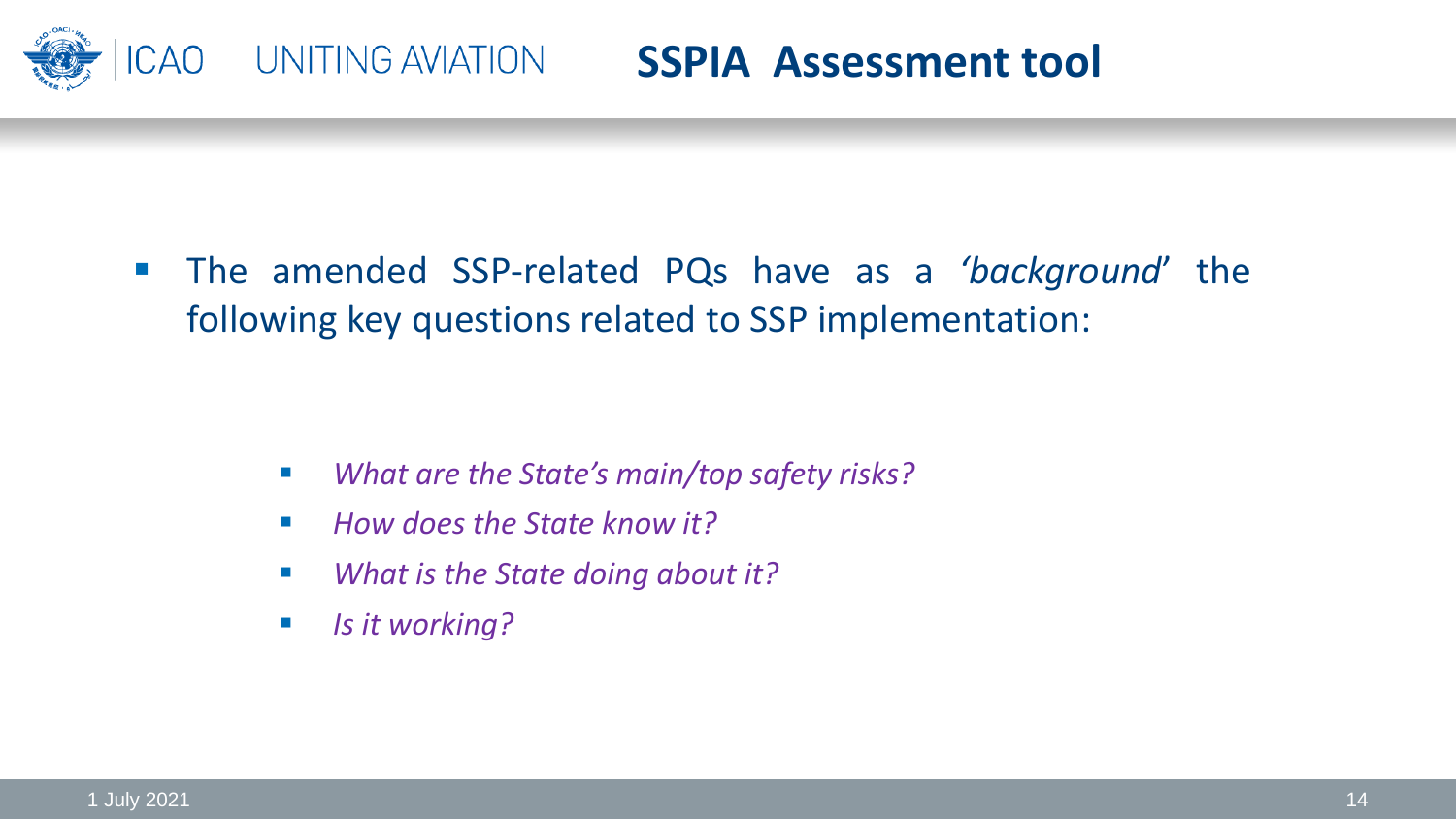# SSPIA Assessment tool

- The amended SSP-related PQs have as a *'background'* the following key questions related to SSP implementation:

  - *What are the State's main/top safety risks?*
  - *How does the State know it?*
  - *What is the State doing about it?*
  - *Is it working?*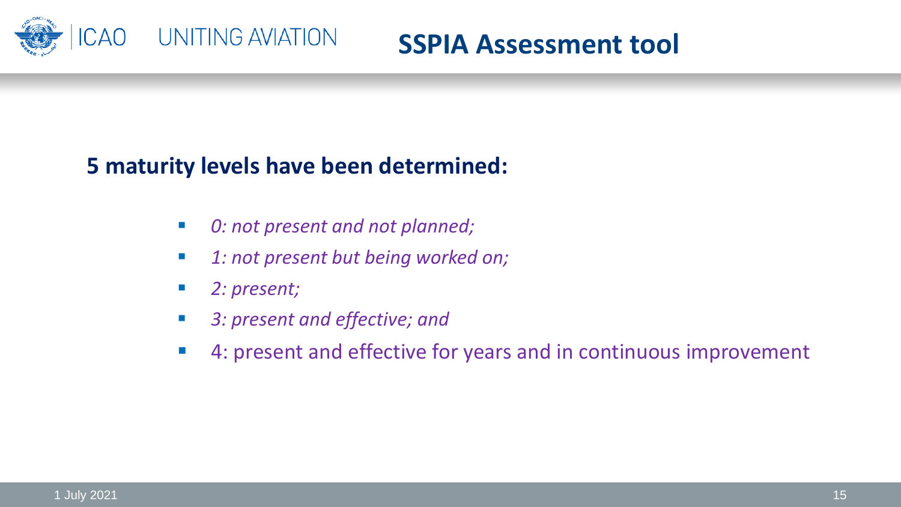## SSPIA Assessment tool

**5 maturity levels have been determined:**

- *0: not present and not planned;*
- *1: not present but being worked on;*
- *2: present;*
- *3: present and effective; and*
- 4: present and effective for years and in continuous improvement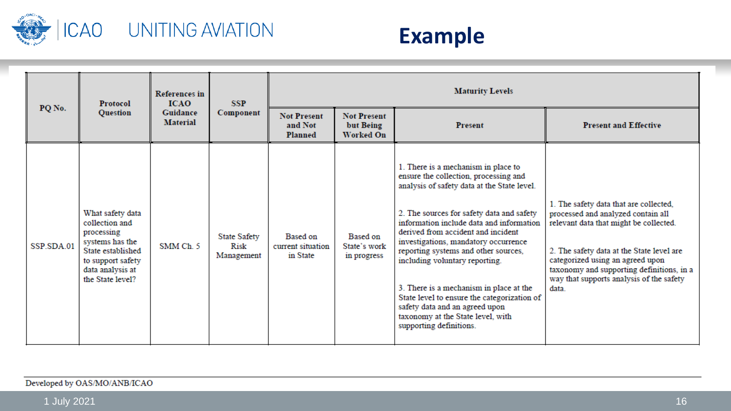# Example

| PQ No. | Protocol Question | References in ICAO Guidance Material | SSP Component | Maturity Levels | | | |
|---|---|---|---|---|---|---|---|
| | | | | Not Present and Not Planned | Not Present but Being Worked On | Present | Present and Effective |
| SSP.SDA.01 | What safety data collection and processing systems has the State established to support safety data analysis at the State level? | SMM Ch. 5 | State Safety Risk Management | Based on current situation in State | Based on State's work in progress | 1. There is a mechanism in place to ensure the collection, processing and analysis of safety data at the State level.<br><br>2. The sources for safety data and safety information include data and information derived from accident and incident investigations, mandatory occurrence reporting systems and other sources, including voluntary reporting.<br><br>3. There is a mechanism in place at the State level to ensure the categorization of safety data and an agreed upon taxonomy at the State level, with supporting definitions. | 1. The safety data that are collected, processed and analyzed contain all relevant data that might be collected.<br><br>2. The safety data at the State level are categorized using an agreed upon taxonomy and supporting definitions, in a way that supports analysis of the safety data. |

Developed by OAS/MO/ANB/ICAO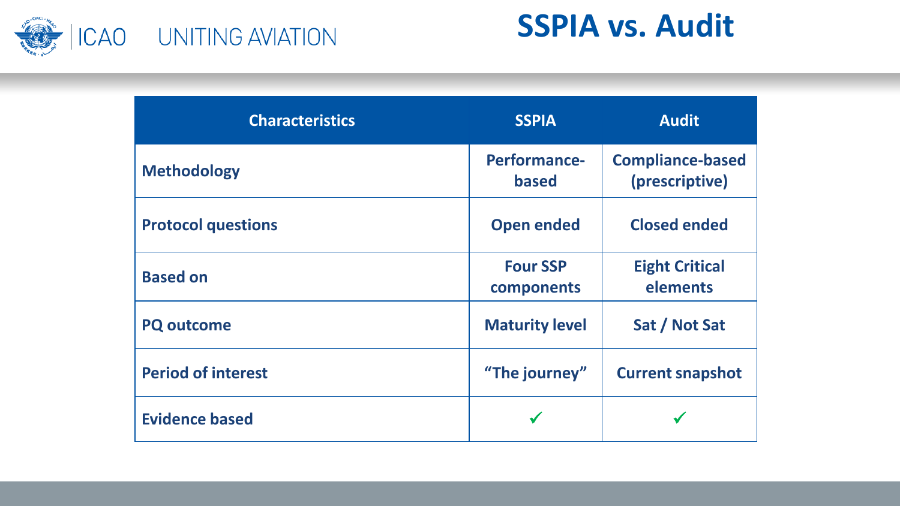# SSPIA vs. Audit

| Characteristics | SSPIA | Audit |
|---|---|---|
| Methodology | Performance-based | Compliance-based (prescriptive) |
| Protocol questions | Open ended | Closed ended |
| Based on | Four SSP components | Eight Critical elements |
| PQ outcome | Maturity level | Sat / Not Sat |
| Period of interest | "The journey" | Current snapshot |
| Evidence based | ✓ | ✓ |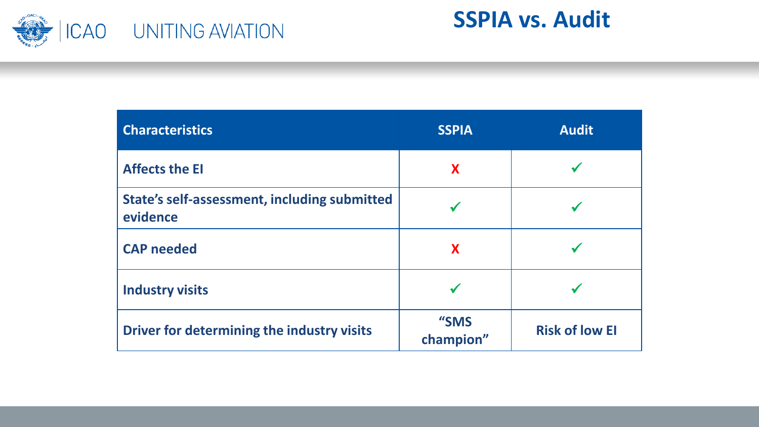# SSPIA vs. Audit

| Characteristics | SSPIA | Audit |
| --- | --- | --- |
| Affects the EI | X | ✓ |
| State's self-assessment, including submitted evidence | ✓ | ✓ |
| CAP needed | X | ✓ |
| Industry visits | ✓ | ✓ |
| Driver for determining the industry visits | "SMS champion" | Risk of low EI |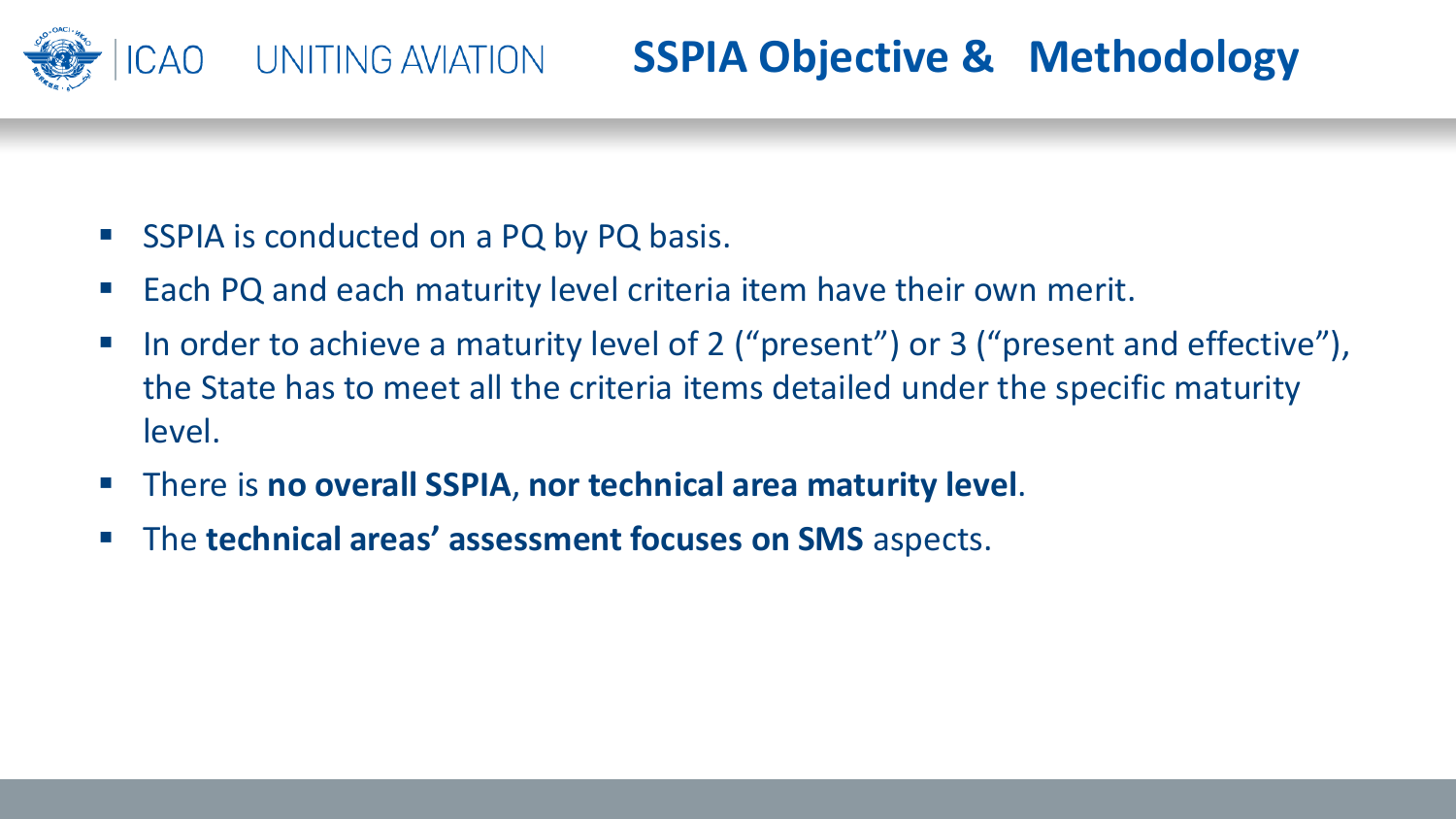# SSPIA Objective & Methodology

- SSPIA is conducted on a PQ by PQ basis.
- Each PQ and each maturity level criteria item have their own merit.
- In order to achieve a maturity level of 2 ("present") or 3 ("present and effective"), the State has to meet all the criteria items detailed under the specific maturity level.
- There is **no overall SSPIA**, **nor technical area maturity level**.
- The **technical areas' assessment focuses on SMS** aspects.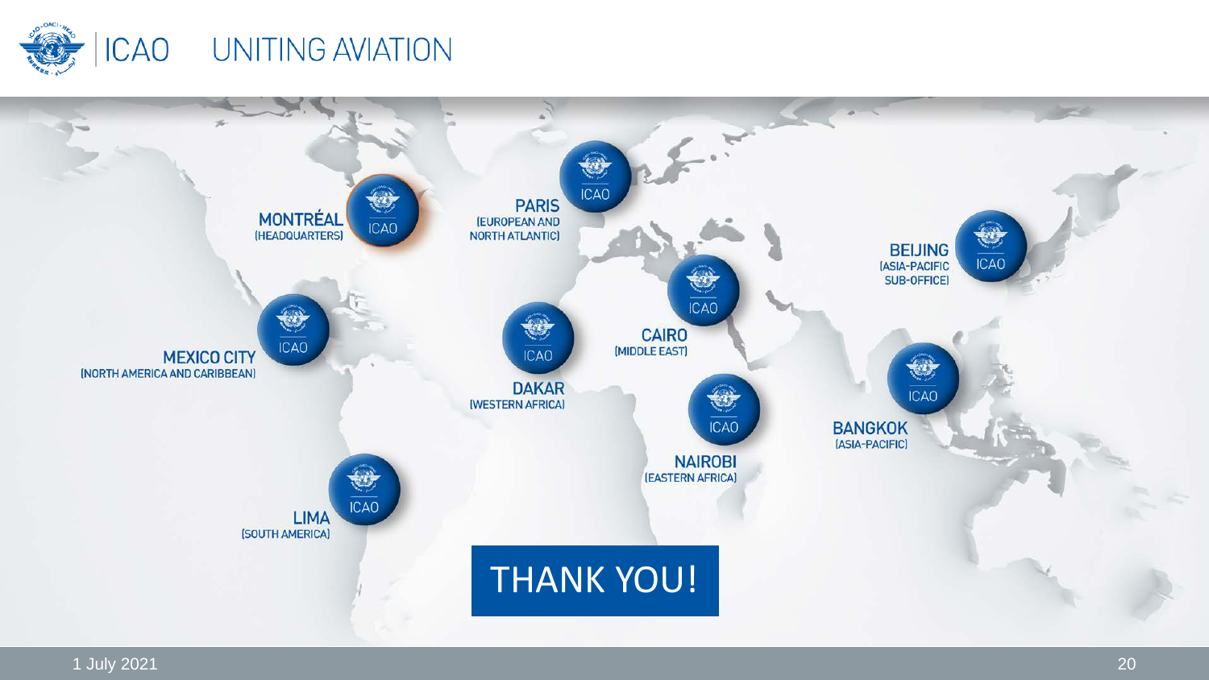ICAO UNITING AVIATION

**MONTRÉAL** (HEADQUARTERS)

**PARIS** (EUROPEAN AND NORTH ATLANTIC)

**BEIJING** (ASIA-PACIFIC SUB-OFFICE)

**MEXICO CITY** (NORTH AMERICA AND CARIBBEAN)

**CAIRO** (MIDDLE EAST)

**DAKAR** (WESTERN AFRICA)

**NAIROBI** (EASTERN AFRICA)

**BANGKOK** (ASIA-PACIFIC)

**LIMA** (SOUTH AMERICA)

# THANK YOU!

1 July 2021